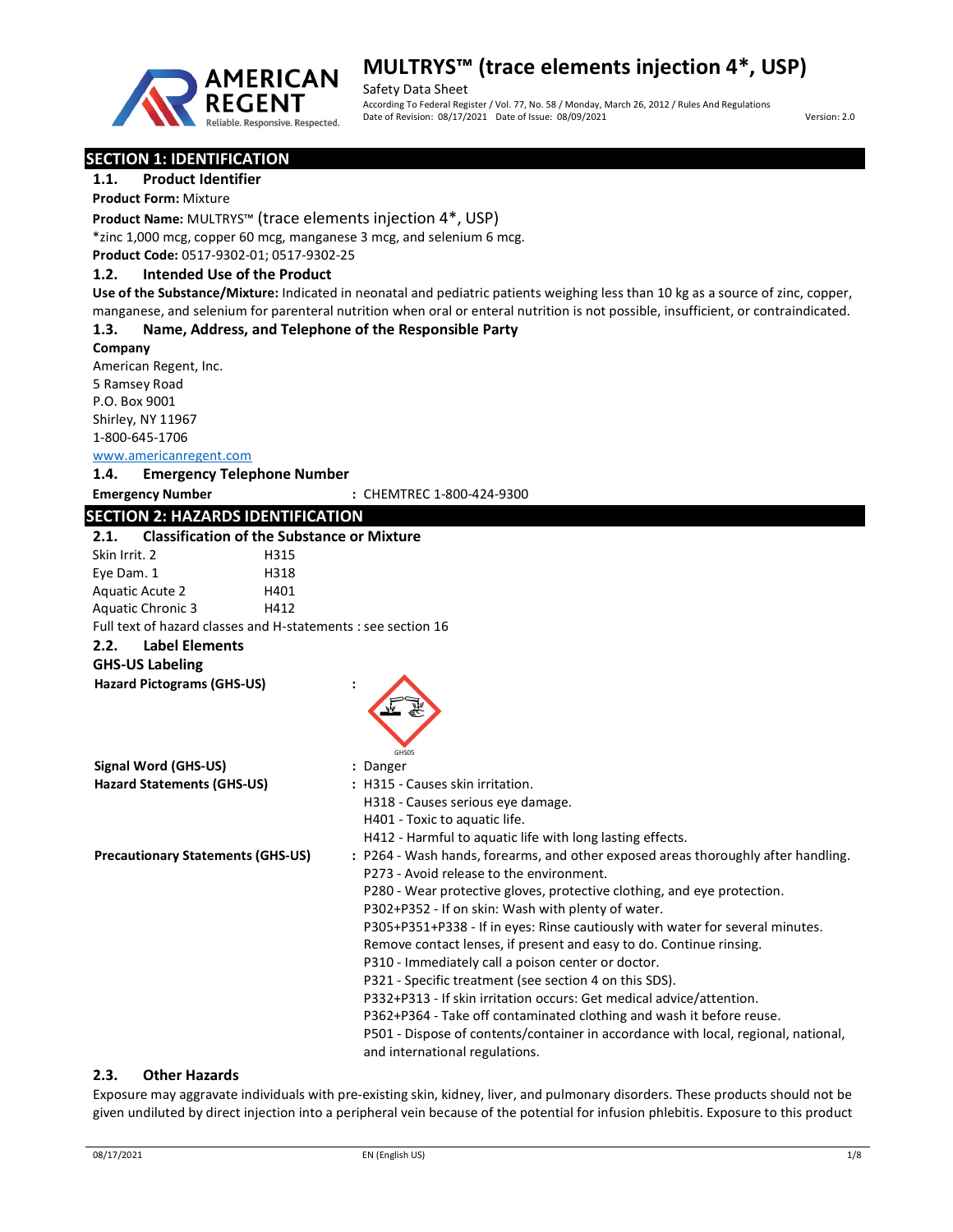# MULTRYS™ (trace elements injection 4*, USP)

Safety Data Sheet

According To Federal Register / Vol. 77, No. 58 / Monday, March 26, 2012 / Rules And Regulations

Date of Revision: 08/17/2021 Date of Issue: 08/09/2021 Version: 2.0

## SECTION 1: IDENTIFICATION

### 1.1. Product Identifier

**Product Form:** Mixture

**Product Name:** MULTRYS™ (trace elements injection 4*, USP)

*zinc 1,000 mcg, copper 60 mcg, manganese 3 mcg, and selenium 6 mcg.

**Product Code:** 0517-9302-01; 0517-9302-25

### 1.2. Intended Use of the Product

**Use of the Substance/Mixture:** Indicated in neonatal and pediatric patients weighing less than 10 kg as a source of zinc, copper, manganese, and selenium for parenteral nutrition when oral or enteral nutrition is not possible, insufficient, or contraindicated.

### 1.3. Name, Address, and Telephone of the Responsible Party

**Company**

American Regent, Inc.
5 Ramsey Road
P.O. Box 9001
Shirley, NY 11967
1-800-645-1706
www.americanregent.com

### 1.4. Emergency Telephone Number

**Emergency Number** : CHEMTREC 1-800-424-9300

## SECTION 2: HAZARDS IDENTIFICATION

### 2.1. Classification of the Substance or Mixture

| | |
|---|---|
| Skin Irrit. 2 | H315 |
| Eye Dam. 1 | H318 |
| Aquatic Acute 2 | H401 |
| Aquatic Chronic 3 | H412 |

Full text of hazard classes and H-statements : see section 16

### 2.2. Label Elements

**GHS-US Labeling**

**Hazard Pictograms (GHS-US)** :

GHS05

**Signal Word (GHS-US)** : Danger

**Hazard Statements (GHS-US)** : H315 - Causes skin irritation.
H318 - Causes serious eye damage.
H401 - Toxic to aquatic life.
H412 - Harmful to aquatic life with long lasting effects.

**Precautionary Statements (GHS-US)** : P264 - Wash hands, forearms, and other exposed areas thoroughly after handling.
P273 - Avoid release to the environment.
P280 - Wear protective gloves, protective clothing, and eye protection.
P302+P352 - If on skin: Wash with plenty of water.
P305+P351+P338 - If in eyes: Rinse cautiously with water for several minutes. Remove contact lenses, if present and easy to do. Continue rinsing.
P310 - Immediately call a poison center or doctor.
P321 - Specific treatment (see section 4 on this SDS).
P332+P313 - If skin irritation occurs: Get medical advice/attention.
P362+P364 - Take off contaminated clothing and wash it before reuse.
P501 - Dispose of contents/container in accordance with local, regional, national, and international regulations.

### 2.3. Other Hazards

Exposure may aggravate individuals with pre-existing skin, kidney, liver, and pulmonary disorders. These products should not be given undiluted by direct injection into a peripheral vein because of the potential for infusion phlebitis. Exposure to this product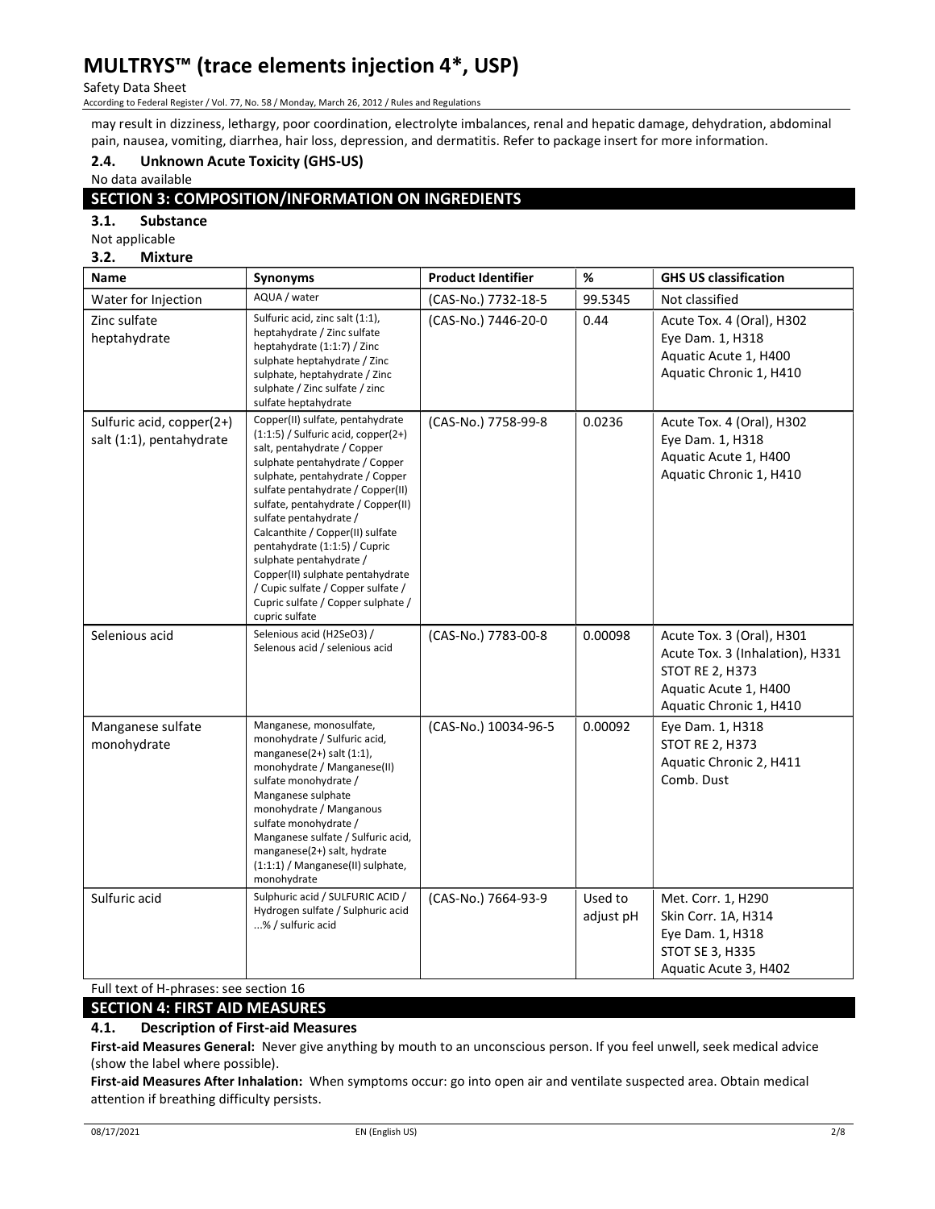may result in dizziness, lethargy, poor coordination, electrolyte imbalances, renal and hepatic damage, dehydration, abdominal pain, nausea, vomiting, diarrhea, hair loss, depression, and dermatitis. Refer to package insert for more information.

### 2.4. Unknown Acute Toxicity (GHS-US)

No data available

## SECTION 3: COMPOSITION/INFORMATION ON INGREDIENTS

### 3.1. Substance

Not applicable

### 3.2. Mixture

| Name | Synonyms | Product Identifier | % | GHS US classification |
|---|---|---|---|---|
| Water for Injection | AQUA / water | (CAS-No.) 7732-18-5 | 99.5345 | Not classified |
| Zinc sulfate heptahydrate | Sulfuric acid, zinc salt (1:1), heptahydrate / Zinc sulfate heptahydrate (1:1:7) / Zinc sulphate heptahydrate / Zinc sulphate, heptahydrate / Zinc sulphate / Zinc sulfate / zinc sulfate heptahydrate | (CAS-No.) 7446-20-0 | 0.44 | Acute Tox. 4 (Oral), H302<br>Eye Dam. 1, H318<br>Aquatic Acute 1, H400<br>Aquatic Chronic 1, H410 |
| Sulfuric acid, copper(2+) salt (1:1), pentahydrate | Copper(II) sulfate, pentahydrate (1:1:5) / Sulfuric acid, copper(2+) salt, pentahydrate / Copper sulphate pentahydrate / Copper sulphate, pentahydrate / Copper sulfate pentahydrate / Copper(II) sulfate, pentahydrate / Copper(II) sulfate pentahydrate / Calcanthite / Copper(II) sulfate pentahydrate (1:1:5) / Cupric sulphate pentahydrate / Copper(II) sulphate pentahydrate / Cupic sulfate / Copper sulfate / Cupric sulfate / Copper sulphate / cupric sulfate | (CAS-No.) 7758-99-8 | 0.0236 | Acute Tox. 4 (Oral), H302<br>Eye Dam. 1, H318<br>Aquatic Acute 1, H400<br>Aquatic Chronic 1, H410 |
| Selenious acid | Selenious acid (H2SeO3) / Selenous acid / selenious acid | (CAS-No.) 7783-00-8 | 0.00098 | Acute Tox. 3 (Oral), H301<br>Acute Tox. 3 (Inhalation), H331<br>STOT RE 2, H373<br>Aquatic Acute 1, H400<br>Aquatic Chronic 1, H410 |
| Manganese sulfate monohydrate | Manganese, monosulfate, monohydrate / Sulfuric acid, manganese(2+) salt (1:1), monohydrate / Manganese(II) sulfate monohydrate / Manganese sulphate monohydrate / Manganous sulfate monohydrate / Manganese sulfate / Sulfuric acid, manganese(2+) salt, hydrate (1:1:1) / Manganese(II) sulphate, monohydrate | (CAS-No.) 10034-96-5 | 0.00092 | Eye Dam. 1, H318<br>STOT RE 2, H373<br>Aquatic Chronic 2, H411<br>Comb. Dust |
| Sulfuric acid | Sulphuric acid / SULFURIC ACID / Hydrogen sulfate / Sulphuric acid ...% / sulfuric acid | (CAS-No.) 7664-93-9 | Used to adjust pH | Met. Corr. 1, H290<br>Skin Corr. 1A, H314<br>Eye Dam. 1, H318<br>STOT SE 3, H335<br>Aquatic Acute 3, H402 |

Full text of H-phrases: see section 16

## SECTION 4: FIRST AID MEASURES

### 4.1. Description of First-aid Measures

**First-aid Measures General:** Never give anything by mouth to an unconscious person. If you feel unwell, seek medical advice (show the label where possible).

**First-aid Measures After Inhalation:** When symptoms occur: go into open air and ventilate suspected area. Obtain medical attention if breathing difficulty persists.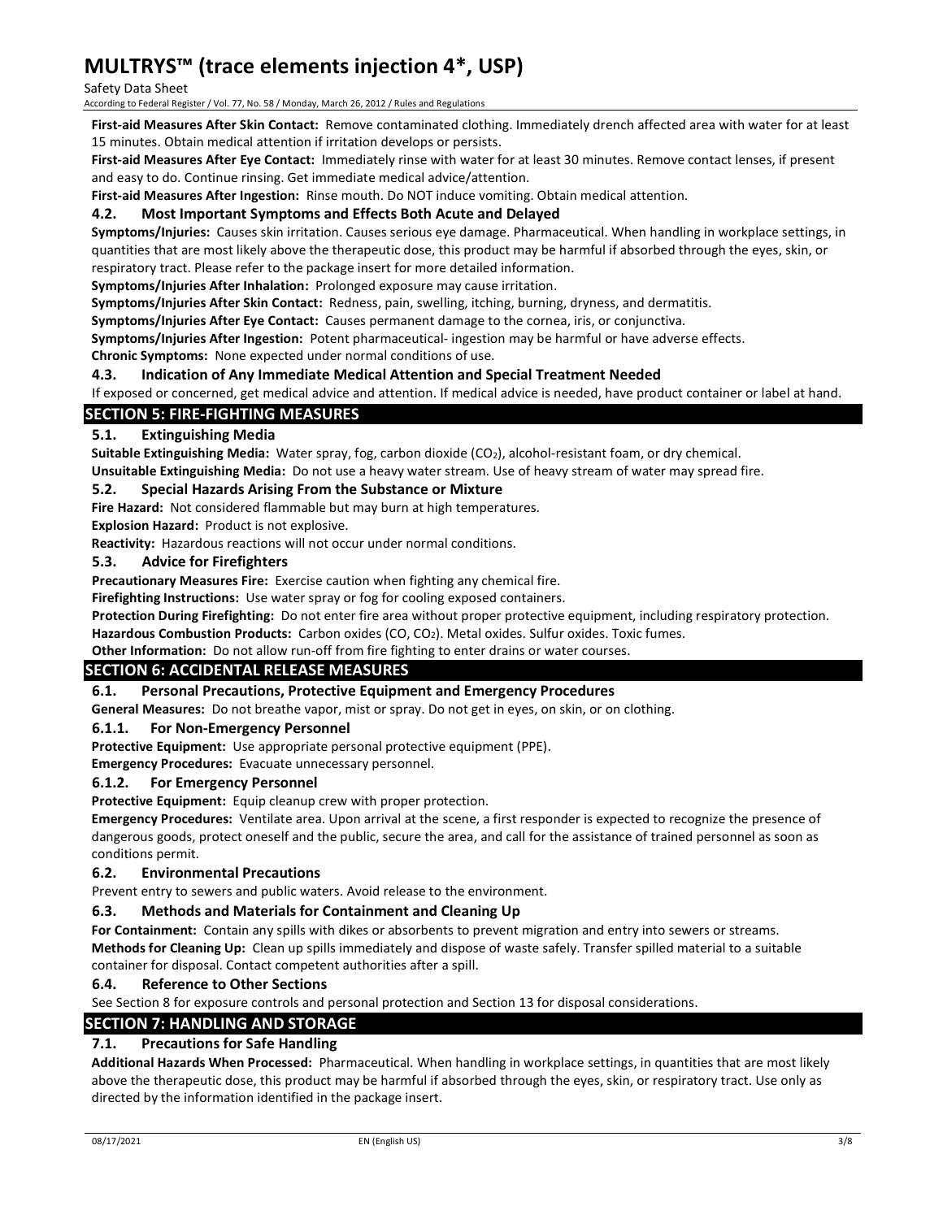**First-aid Measures After Skin Contact:** Remove contaminated clothing. Immediately drench affected area with water for at least 15 minutes. Obtain medical attention if irritation develops or persists.

**First-aid Measures After Eye Contact:** Immediately rinse with water for at least 30 minutes. Remove contact lenses, if present and easy to do. Continue rinsing. Get immediate medical advice/attention.

**First-aid Measures After Ingestion:** Rinse mouth. Do NOT induce vomiting. Obtain medical attention.

### 4.2. Most Important Symptoms and Effects Both Acute and Delayed

**Symptoms/Injuries:** Causes skin irritation. Causes serious eye damage. Pharmaceutical. When handling in workplace settings, in quantities that are most likely above the therapeutic dose, this product may be harmful if absorbed through the eyes, skin, or respiratory tract. Please refer to the package insert for more detailed information.

**Symptoms/Injuries After Inhalation:** Prolonged exposure may cause irritation.

**Symptoms/Injuries After Skin Contact:** Redness, pain, swelling, itching, burning, dryness, and dermatitis.

**Symptoms/Injuries After Eye Contact:** Causes permanent damage to the cornea, iris, or conjunctiva.

**Symptoms/Injuries After Ingestion:** Potent pharmaceutical- ingestion may be harmful or have adverse effects.

**Chronic Symptoms:** None expected under normal conditions of use.

### 4.3. Indication of Any Immediate Medical Attention and Special Treatment Needed

If exposed or concerned, get medical advice and attention. If medical advice is needed, have product container or label at hand.

## SECTION 5: FIRE-FIGHTING MEASURES

### 5.1. Extinguishing Media

**Suitable Extinguishing Media:** Water spray, fog, carbon dioxide ($CO_2$), alcohol-resistant foam, or dry chemical.

**Unsuitable Extinguishing Media:** Do not use a heavy water stream. Use of heavy stream of water may spread fire.

### 5.2. Special Hazards Arising From the Substance or Mixture

**Fire Hazard:** Not considered flammable but may burn at high temperatures.

**Explosion Hazard:** Product is not explosive.

**Reactivity:** Hazardous reactions will not occur under normal conditions.

### 5.3. Advice for Firefighters

**Precautionary Measures Fire:** Exercise caution when fighting any chemical fire.

**Firefighting Instructions:** Use water spray or fog for cooling exposed containers.

**Protection During Firefighting:** Do not enter fire area without proper protective equipment, including respiratory protection.

**Hazardous Combustion Products:** Carbon oxides (CO, $CO_2$). Metal oxides. Sulfur oxides. Toxic fumes.

**Other Information:** Do not allow run-off from fire fighting to enter drains or water courses.

## SECTION 6: ACCIDENTAL RELEASE MEASURES

### 6.1. Personal Precautions, Protective Equipment and Emergency Procedures

**General Measures:** Do not breathe vapor, mist or spray. Do not get in eyes, on skin, or on clothing.

#### 6.1.1. For Non-Emergency Personnel

**Protective Equipment:** Use appropriate personal protective equipment (PPE).

**Emergency Procedures:** Evacuate unnecessary personnel.

#### 6.1.2. For Emergency Personnel

**Protective Equipment:** Equip cleanup crew with proper protection.

**Emergency Procedures:** Ventilate area. Upon arrival at the scene, a first responder is expected to recognize the presence of dangerous goods, protect oneself and the public, secure the area, and call for the assistance of trained personnel as soon as conditions permit.

### 6.2. Environmental Precautions

Prevent entry to sewers and public waters. Avoid release to the environment.

### 6.3. Methods and Materials for Containment and Cleaning Up

**For Containment:** Contain any spills with dikes or absorbents to prevent migration and entry into sewers or streams.

**Methods for Cleaning Up:** Clean up spills immediately and dispose of waste safely. Transfer spilled material to a suitable container for disposal. Contact competent authorities after a spill.

### 6.4. Reference to Other Sections

See Section 8 for exposure controls and personal protection and Section 13 for disposal considerations.

## SECTION 7: HANDLING AND STORAGE

### 7.1. Precautions for Safe Handling

**Additional Hazards When Processed:** Pharmaceutical. When handling in workplace settings, in quantities that are most likely above the therapeutic dose, this product may be harmful if absorbed through the eyes, skin, or respiratory tract. Use only as directed by the information identified in the package insert.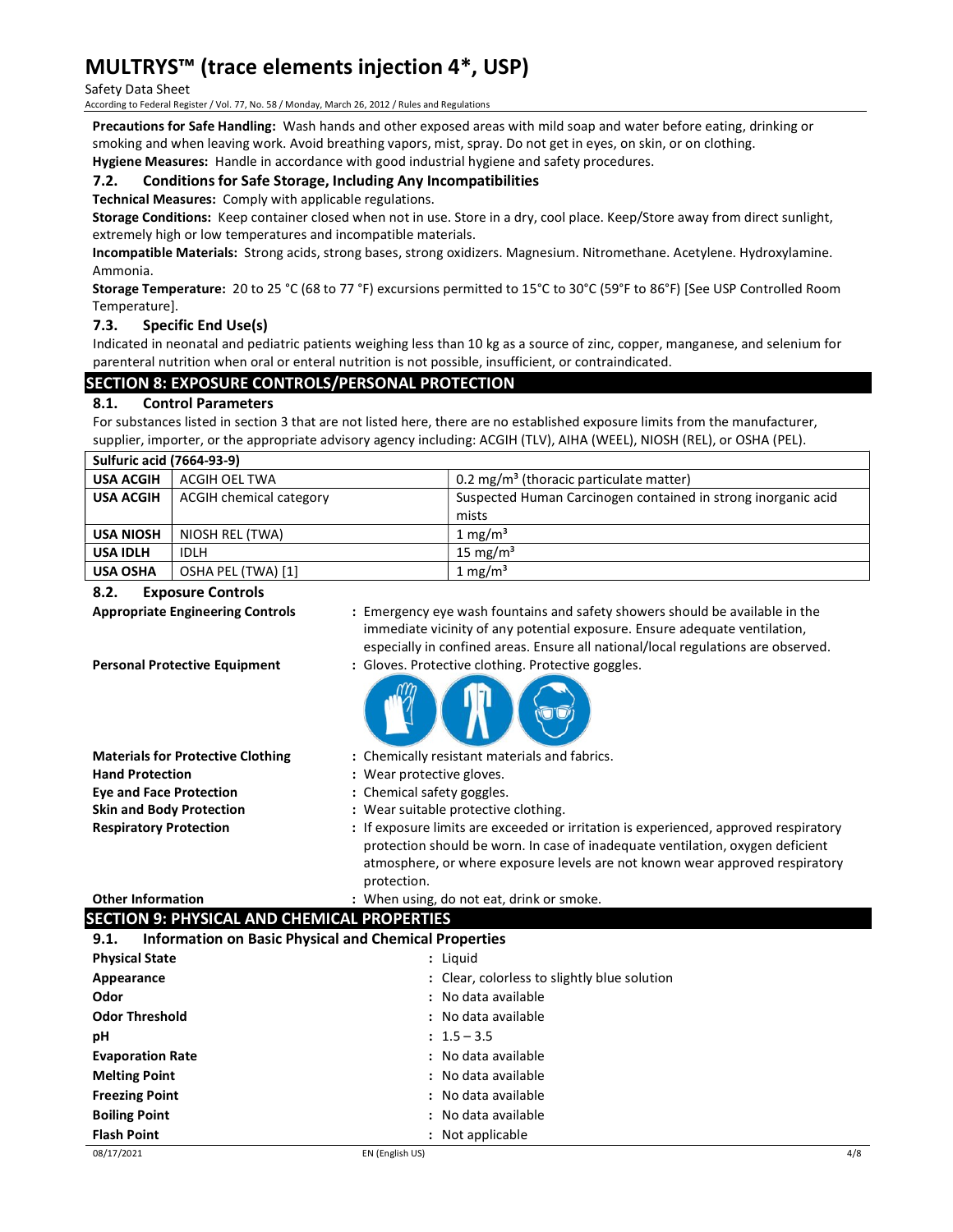**Precautions for Safe Handling:** Wash hands and other exposed areas with mild soap and water before eating, drinking or smoking and when leaving work. Avoid breathing vapors, mist, spray. Do not get in eyes, on skin, or on clothing.

**Hygiene Measures:** Handle in accordance with good industrial hygiene and safety procedures.

### 7.2. Conditions for Safe Storage, Including Any Incompatibilities

**Technical Measures:** Comply with applicable regulations.

**Storage Conditions:** Keep container closed when not in use. Store in a dry, cool place. Keep/Store away from direct sunlight, extremely high or low temperatures and incompatible materials.

**Incompatible Materials:** Strong acids, strong bases, strong oxidizers. Magnesium. Nitromethane. Acetylene. Hydroxylamine. Ammonia.

**Storage Temperature:** 20 to 25 °C (68 to 77 °F) excursions permitted to 15°C to 30°C (59°F to 86°F) [See USP Controlled Room Temperature].

### 7.3. Specific End Use(s)

Indicated in neonatal and pediatric patients weighing less than 10 kg as a source of zinc, copper, manganese, and selenium for parenteral nutrition when oral or enteral nutrition is not possible, insufficient, or contraindicated.

## SECTION 8: EXPOSURE CONTROLS/PERSONAL PROTECTION

### 8.1. Control Parameters

For substances listed in section 3 that are not listed here, there are no established exposure limits from the manufacturer, supplier, importer, or the appropriate advisory agency including: ACGIH (TLV), AIHA (WEEL), NIOSH (REL), or OSHA (PEL).

| Sulfuric acid (7664-93-9) | | |
|---|---|---|
| **USA ACGIH** | ACGIH OEL TWA | 0.2 mg/m³ (thoracic particulate matter) |
| **USA ACGIH** | ACGIH chemical category | Suspected Human Carcinogen contained in strong inorganic acid mists |
| **USA NIOSH** | NIOSH REL (TWA) | 1 mg/m³ |
| **USA IDLH** | IDLH | 15 mg/m³ |
| **USA OSHA** | OSHA PEL (TWA) [1] | 1 mg/m³ |

### 8.2. Exposure Controls

**Appropriate Engineering Controls** : Emergency eye wash fountains and safety showers should be available in the immediate vicinity of any potential exposure. Ensure adequate ventilation, especially in confined areas. Ensure all national/local regulations are observed.

**Personal Protective Equipment** : Gloves. Protective clothing. Protective goggles.

**Materials for Protective Clothing** : Chemically resistant materials and fabrics.

**Hand Protection** : Wear protective gloves.

**Eye and Face Protection** : Chemical safety goggles.

**Skin and Body Protection** : Wear suitable protective clothing.

**Respiratory Protection** : If exposure limits are exceeded or irritation is experienced, approved respiratory protection should be worn. In case of inadequate ventilation, oxygen deficient atmosphere, or where exposure levels are not known wear approved respiratory protection.

**Other Information** : When using, do not eat, drink or smoke.

## SECTION 9: PHYSICAL AND CHEMICAL PROPERTIES

### 9.1. Information on Basic Physical and Chemical Properties

**Physical State** : Liquid

**Appearance** : Clear, colorless to slightly blue solution

**Odor** : No data available

**Odor Threshold** : No data available

**pH** : 1.5 – 3.5

**Evaporation Rate** : No data available

**Melting Point** : No data available

**Freezing Point** : No data available

**Boiling Point** : No data available

**Flash Point** : Not applicable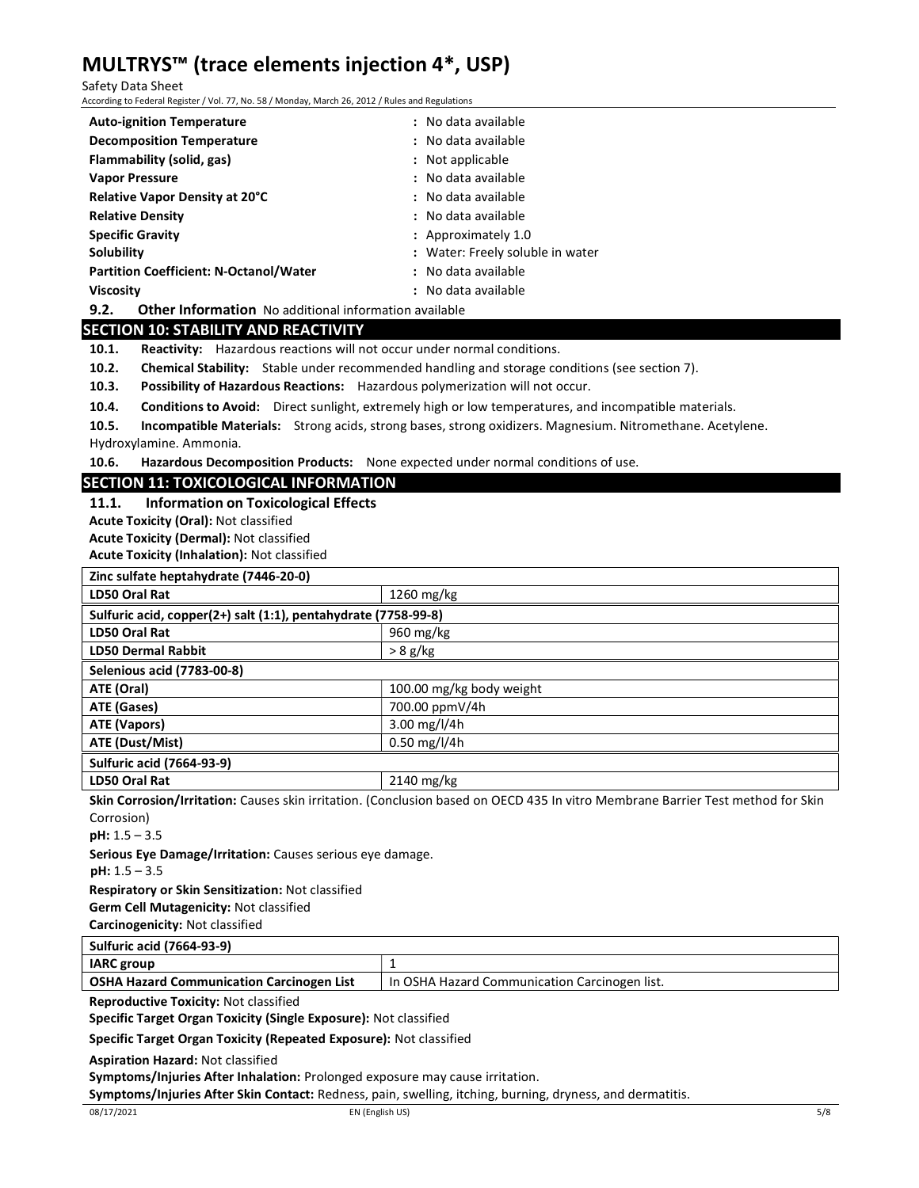| | |
|---|---|
| **Auto-ignition Temperature** | : No data available |
| **Decomposition Temperature** | : No data available |
| **Flammability (solid, gas)** | : Not applicable |
| **Vapor Pressure** | : No data available |
| **Relative Vapor Density at 20°C** | : No data available |
| **Relative Density** | : No data available |
| **Specific Gravity** | : Approximately 1.0 |
| **Solubility** | : Water: Freely soluble in water |
| **Partition Coefficient: N-Octanol/Water** | : No data available |
| **Viscosity** | : No data available |

**9.2. Other Information** No additional information available

## SECTION 10: STABILITY AND REACTIVITY

**10.1. Reactivity:** Hazardous reactions will not occur under normal conditions.

**10.2. Chemical Stability:** Stable under recommended handling and storage conditions (see section 7).

**10.3. Possibility of Hazardous Reactions:** Hazardous polymerization will not occur.

**10.4. Conditions to Avoid:** Direct sunlight, extremely high or low temperatures, and incompatible materials.

**10.5. Incompatible Materials:** Strong acids, strong bases, strong oxidizers. Magnesium. Nitromethane. Acetylene. Hydroxylamine. Ammonia.

**10.6. Hazardous Decomposition Products:** None expected under normal conditions of use.

## SECTION 11: TOXICOLOGICAL INFORMATION

### 11.1. Information on Toxicological Effects

**Acute Toxicity (Oral):** Not classified

**Acute Toxicity (Dermal):** Not classified

**Acute Toxicity (Inhalation):** Not classified

| **Zinc sulfate heptahydrate (7446-20-0)** | |
|---|---|
| **LD50 Oral Rat** | 1260 mg/kg |
| **Sulfuric acid, copper(2+) salt (1:1), pentahydrate (7758-99-8)** | |
| **LD50 Oral Rat** | 960 mg/kg |
| **LD50 Dermal Rabbit** | > 8 g/kg |
| **Selenious acid (7783-00-8)** | |
| **ATE (Oral)** | 100.00 mg/kg body weight |
| **ATE (Gases)** | 700.00 ppmV/4h |
| **ATE (Vapors)** | 3.00 mg/l/4h |
| **ATE (Dust/Mist)** | 0.50 mg/l/4h |
| **Sulfuric acid (7664-93-9)** | |
| **LD50 Oral Rat** | 2140 mg/kg |

**Skin Corrosion/Irritation:** Causes skin irritation. (Conclusion based on OECD 435 In vitro Membrane Barrier Test method for Skin Corrosion)

**pH:** 1.5 – 3.5

**Serious Eye Damage/Irritation:** Causes serious eye damage.

**pH:** 1.5 – 3.5

**Respiratory or Skin Sensitization:** Not classified

**Germ Cell Mutagenicity:** Not classified

**Carcinogenicity:** Not classified

| **Sulfuric acid (7664-93-9)** | |
|---|---|
| **IARC group** | 1 |
| **OSHA Hazard Communication Carcinogen List** | In OSHA Hazard Communication Carcinogen list. |

**Reproductive Toxicity:** Not classified

**Specific Target Organ Toxicity (Single Exposure):** Not classified

**Specific Target Organ Toxicity (Repeated Exposure):** Not classified

**Aspiration Hazard:** Not classified

**Symptoms/Injuries After Inhalation:** Prolonged exposure may cause irritation.

**Symptoms/Injuries After Skin Contact:** Redness, pain, swelling, itching, burning, dryness, and dermatitis.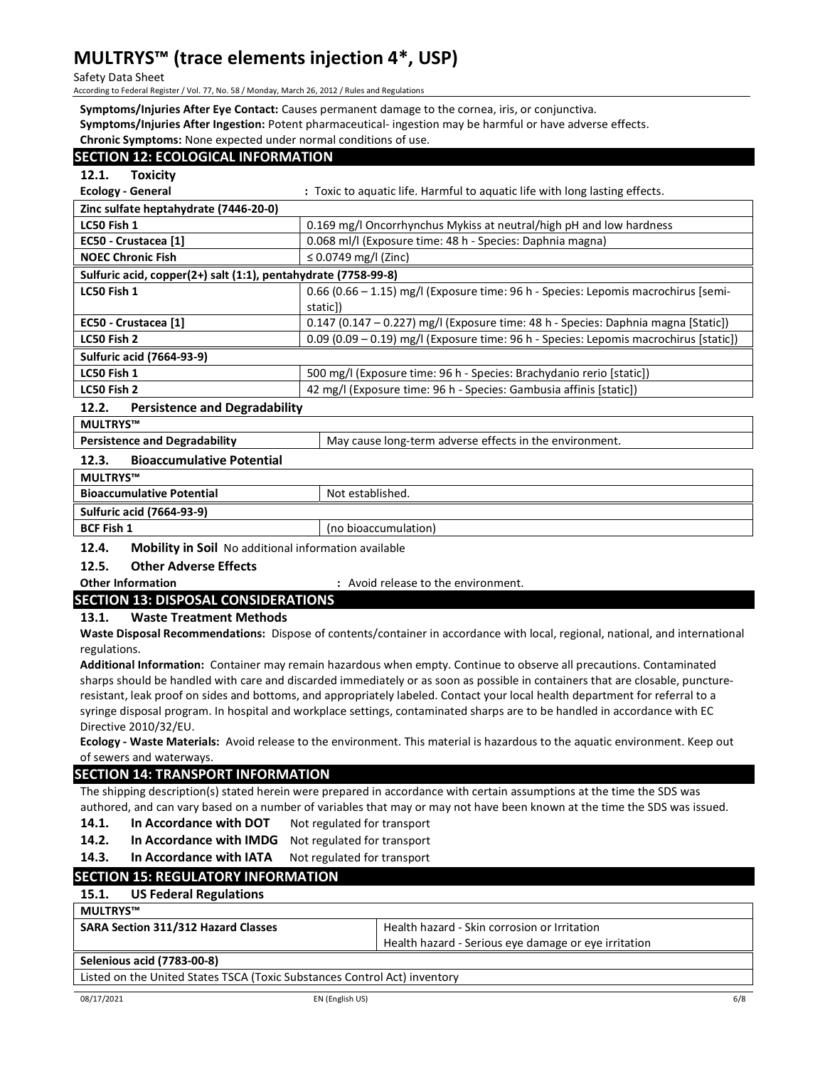**Symptoms/Injuries After Eye Contact:** Causes permanent damage to the cornea, iris, or conjunctiva.

**Symptoms/Injuries After Ingestion:** Potent pharmaceutical- ingestion may be harmful or have adverse effects.

**Chronic Symptoms:** None expected under normal conditions of use.

## SECTION 12: ECOLOGICAL INFORMATION

### 12.1. Toxicity

**Ecology - General** : Toxic to aquatic life. Harmful to aquatic life with long lasting effects.

| **Zinc sulfate heptahydrate (7446-20-0)** | |
|---|---|
| **LC50 Fish 1** | 0.169 mg/l Oncorrhynchus Mykiss at neutral/high pH and low hardness |
| **EC50 - Crustacea [1]** | 0.068 ml/l (Exposure time: 48 h - Species: Daphnia magna) |
| **NOEC Chronic Fish** | ≤ 0.0749 mg/l (Zinc) |
| **Sulfuric acid, copper(2+) salt (1:1), pentahydrate (7758-99-8)** | |
| **LC50 Fish 1** | 0.66 (0.66 – 1.15) mg/l (Exposure time: 96 h - Species: Lepomis macrochirus [semi-static]) |
| **EC50 - Crustacea [1]** | 0.147 (0.147 – 0.227) mg/l (Exposure time: 48 h - Species: Daphnia magna [Static]) |
| **LC50 Fish 2** | 0.09 (0.09 – 0.19) mg/l (Exposure time: 96 h - Species: Lepomis macrochirus [static]) |
| **Sulfuric acid (7664-93-9)** | |
| **LC50 Fish 1** | 500 mg/l (Exposure time: 96 h - Species: Brachydanio rerio [static]) |
| **LC50 Fish 2** | 42 mg/l (Exposure time: 96 h - Species: Gambusia affinis [static]) |

### 12.2. Persistence and Degradability

| **MULTRYS™** | |
|---|---|
| **Persistence and Degradability** | May cause long-term adverse effects in the environment. |

### 12.3. Bioaccumulative Potential

| **MULTRYS™** | |
|---|---|
| **Bioaccumulative Potential** | Not established. |
| **Sulfuric acid (7664-93-9)** | |
| **BCF Fish 1** | (no bioaccumulation) |

### 12.4. Mobility in Soil

No additional information available

### 12.5. Other Adverse Effects

**Other Information** : Avoid release to the environment.

## SECTION 13: DISPOSAL CONSIDERATIONS

### 13.1. Waste Treatment Methods

**Waste Disposal Recommendations:** Dispose of contents/container in accordance with local, regional, national, and international regulations.

**Additional Information:** Container may remain hazardous when empty. Continue to observe all precautions. Contaminated sharps should be handled with care and discarded immediately or as soon as possible in containers that are closable, puncture-resistant, leak proof on sides and bottoms, and appropriately labeled. Contact your local health department for referral to a syringe disposal program. In hospital and workplace settings, contaminated sharps are to be handled in accordance with EC Directive 2010/32/EU.

**Ecology - Waste Materials:** Avoid release to the environment. This material is hazardous to the aquatic environment. Keep out of sewers and waterways.

## SECTION 14: TRANSPORT INFORMATION

The shipping description(s) stated herein were prepared in accordance with certain assumptions at the time the SDS was authored, and can vary based on a number of variables that may or may not have been known at the time the SDS was issued.

**14.1. In Accordance with DOT** Not regulated for transport

**14.2. In Accordance with IMDG** Not regulated for transport

**14.3. In Accordance with IATA** Not regulated for transport

## SECTION 15: REGULATORY INFORMATION

### 15.1. US Federal Regulations

| **MULTRYS™** | |
|---|---|
| **SARA Section 311/312 Hazard Classes** | Health hazard - Skin corrosion or Irritation<br>Health hazard - Serious eye damage or eye irritation |
| **Selenious acid (7783-00-8)** | |
| Listed on the United States TSCA (Toxic Substances Control Act) inventory | |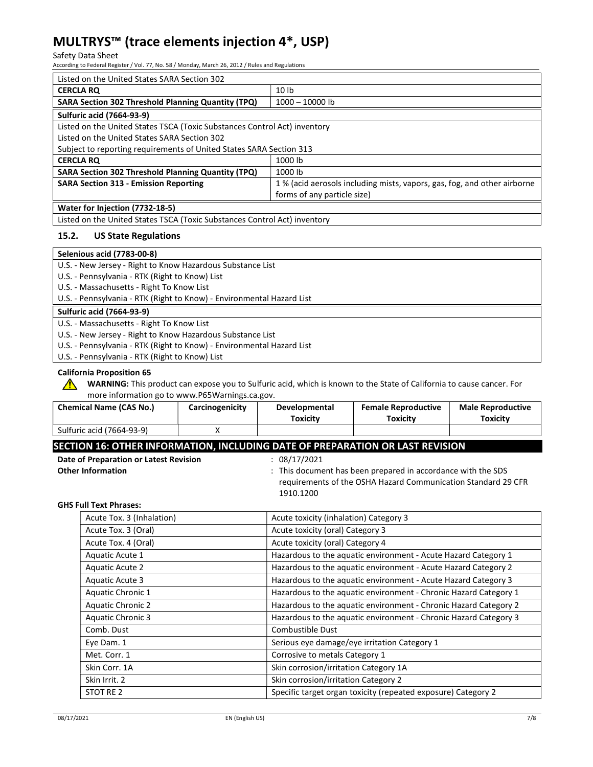| Listed on the United States SARA Section 302 | |
|---|---|
| **CERCLA RQ** | 10 lb |
| **SARA Section 302 Threshold Planning Quantity (TPQ)** | 1000 – 10000 lb |

| **Sulfuric acid (7664-93-9)** | |
|---|---|
| Listed on the United States TSCA (Toxic Substances Control Act) inventory | |
| Listed on the United States SARA Section 302 | |
| Subject to reporting requirements of United States SARA Section 313 | |
| **CERCLA RQ** | 1000 lb |
| **SARA Section 302 Threshold Planning Quantity (TPQ)** | 1000 lb |
| **SARA Section 313 - Emission Reporting** | 1 % (acid aerosols including mists, vapors, gas, fog, and other airborne forms of any particle size) |

| **Water for Injection (7732-18-5)** |
|---|
| Listed on the United States TSCA (Toxic Substances Control Act) inventory |

### 15.2. US State Regulations

| **Selenious acid (7783-00-8)** |
|---|
| U.S. - New Jersey - Right to Know Hazardous Substance List |
| U.S. - Pennsylvania - RTK (Right to Know) List |
| U.S. - Massachusetts - Right To Know List |
| U.S. - Pennsylvania - RTK (Right to Know) - Environmental Hazard List |

| **Sulfuric acid (7664-93-9)** |
|---|
| U.S. - Massachusetts - Right To Know List |
| U.S. - New Jersey - Right to Know Hazardous Substance List |
| U.S. - Pennsylvania - RTK (Right to Know) - Environmental Hazard List |
| U.S. - Pennsylvania - RTK (Right to Know) List |

**California Proposition 65**

**WARNING:** This product can expose you to Sulfuric acid, which is known to the State of California to cause cancer. For more information go to www.P65Warnings.ca.gov.

| Chemical Name (CAS No.) | Carcinogenicity | Developmental Toxicity | Female Reproductive Toxicity | Male Reproductive Toxicity |
|---|---|---|---|---|
| Sulfuric acid (7664-93-9) | X | | | |

## SECTION 16: OTHER INFORMATION, INCLUDING DATE OF PREPARATION OR LAST REVISION

**Date of Preparation or Latest Revision** : 08/17/2021

**Other Information** : This document has been prepared in accordance with the SDS requirements of the OSHA Hazard Communication Standard 29 CFR 1910.1200

**GHS Full Text Phrases:**

| | |
|---|---|
| Acute Tox. 3 (Inhalation) | Acute toxicity (inhalation) Category 3 |
| Acute Tox. 3 (Oral) | Acute toxicity (oral) Category 3 |
| Acute Tox. 4 (Oral) | Acute toxicity (oral) Category 4 |
| Aquatic Acute 1 | Hazardous to the aquatic environment - Acute Hazard Category 1 |
| Aquatic Acute 2 | Hazardous to the aquatic environment - Acute Hazard Category 2 |
| Aquatic Acute 3 | Hazardous to the aquatic environment - Acute Hazard Category 3 |
| Aquatic Chronic 1 | Hazardous to the aquatic environment - Chronic Hazard Category 1 |
| Aquatic Chronic 2 | Hazardous to the aquatic environment - Chronic Hazard Category 2 |
| Aquatic Chronic 3 | Hazardous to the aquatic environment - Chronic Hazard Category 3 |
| Comb. Dust | Combustible Dust |
| Eye Dam. 1 | Serious eye damage/eye irritation Category 1 |
| Met. Corr. 1 | Corrosive to metals Category 1 |
| Skin Corr. 1A | Skin corrosion/irritation Category 1A |
| Skin Irrit. 2 | Skin corrosion/irritation Category 2 |
| STOT RE 2 | Specific target organ toxicity (repeated exposure) Category 2 |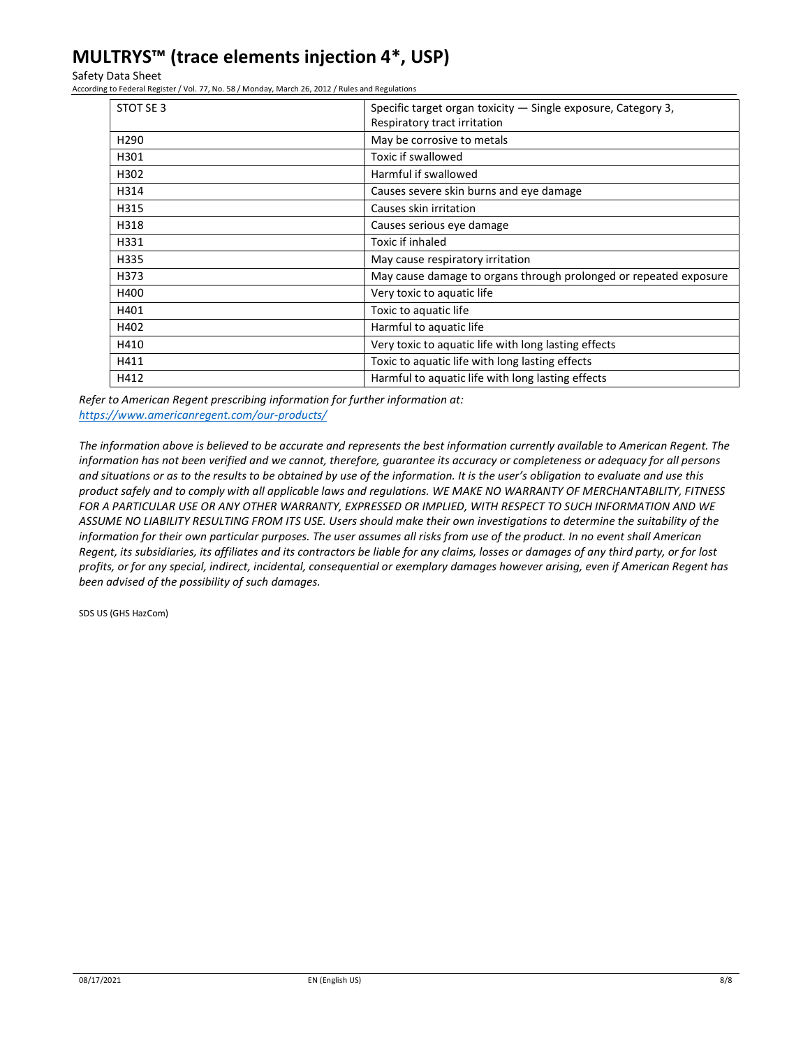| | |
|---|---|
| STOT SE 3 | Specific target organ toxicity — Single exposure, Category 3, Respiratory tract irritation |
| H290 | May be corrosive to metals |
| H301 | Toxic if swallowed |
| H302 | Harmful if swallowed |
| H314 | Causes severe skin burns and eye damage |
| H315 | Causes skin irritation |
| H318 | Causes serious eye damage |
| H331 | Toxic if inhaled |
| H335 | May cause respiratory irritation |
| H373 | May cause damage to organs through prolonged or repeated exposure |
| H400 | Very toxic to aquatic life |
| H401 | Toxic to aquatic life |
| H402 | Harmful to aquatic life |
| H410 | Very toxic to aquatic life with long lasting effects |
| H411 | Toxic to aquatic life with long lasting effects |
| H412 | Harmful to aquatic life with long lasting effects |

*Refer to American Regent prescribing information for further information at:*
*https://www.americanregent.com/our-products/*

*The information above is believed to be accurate and represents the best information currently available to American Regent. The information has not been verified and we cannot, therefore, guarantee its accuracy or completeness or adequacy for all persons and situations or as to the results to be obtained by use of the information. It is the user's obligation to evaluate and use this product safely and to comply with all applicable laws and regulations. WE MAKE NO WARRANTY OF MERCHANTABILITY, FITNESS FOR A PARTICULAR USE OR ANY OTHER WARRANTY, EXPRESSED OR IMPLIED, WITH RESPECT TO SUCH INFORMATION AND WE ASSUME NO LIABILITY RESULTING FROM ITS USE. Users should make their own investigations to determine the suitability of the information for their own particular purposes. The user assumes all risks from use of the product. In no event shall American Regent, its subsidiaries, its affiliates and its contractors be liable for any claims, losses or damages of any third party, or for lost profits, or for any special, indirect, incidental, consequential or exemplary damages however arising, even if American Regent has been advised of the possibility of such damages.*

SDS US (GHS HazCom)